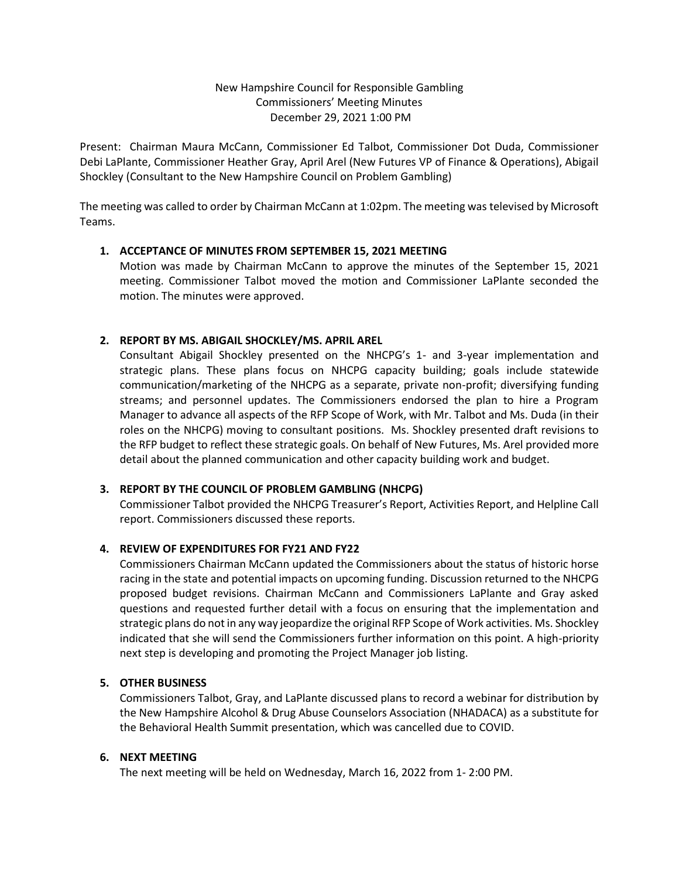New Hampshire Council for Responsible Gambling
Commissioners' Meeting Minutes
December 29, 2021 1:00 PM

Present: Chairman Maura McCann, Commissioner Ed Talbot, Commissioner Dot Duda, Commissioner Debi LaPlante, Commissioner Heather Gray, April Arel (New Futures VP of Finance & Operations), Abigail Shockley (Consultant to the New Hampshire Council on Problem Gambling)

The meeting was called to order by Chairman McCann at 1:02pm. The meeting was televised by Microsoft Teams.

1. **ACCEPTANCE OF MINUTES FROM SEPTEMBER 15, 2021 MEETING**
   Motion was made by Chairman McCann to approve the minutes of the September 15, 2021 meeting. Commissioner Talbot moved the motion and Commissioner LaPlante seconded the motion. The minutes were approved.

2. **REPORT BY MS. ABIGAIL SHOCKLEY/MS. APRIL AREL**
   Consultant Abigail Shockley presented on the NHCPG's 1- and 3-year implementation and strategic plans. These plans focus on NHCPG capacity building; goals include statewide communication/marketing of the NHCPG as a separate, private non-profit; diversifying funding streams; and personnel updates. The Commissioners endorsed the plan to hire a Program Manager to advance all aspects of the RFP Scope of Work, with Mr. Talbot and Ms. Duda (in their roles on the NHCPG) moving to consultant positions. Ms. Shockley presented draft revisions to the RFP budget to reflect these strategic goals. On behalf of New Futures, Ms. Arel provided more detail about the planned communication and other capacity building work and budget.

3. **REPORT BY THE COUNCIL OF PROBLEM GAMBLING (NHCPG)**
   Commissioner Talbot provided the NHCPG Treasurer's Report, Activities Report, and Helpline Call report. Commissioners discussed these reports.

4. **REVIEW OF EXPENDITURES FOR FY21 AND FY22**
   Commissioners Chairman McCann updated the Commissioners about the status of historic horse racing in the state and potential impacts on upcoming funding. Discussion returned to the NHCPG proposed budget revisions. Chairman McCann and Commissioners LaPlante and Gray asked questions and requested further detail with a focus on ensuring that the implementation and strategic plans do not in any way jeopardize the original RFP Scope of Work activities. Ms. Shockley indicated that she will send the Commissioners further information on this point. A high-priority next step is developing and promoting the Project Manager job listing.

5. **OTHER BUSINESS**
   Commissioners Talbot, Gray, and LaPlante discussed plans to record a webinar for distribution by the New Hampshire Alcohol & Drug Abuse Counselors Association (NHADACA) as a substitute for the Behavioral Health Summit presentation, which was cancelled due to COVID.

6. **NEXT MEETING**
   The next meeting will be held on Wednesday, March 16, 2022 from 1- 2:00 PM.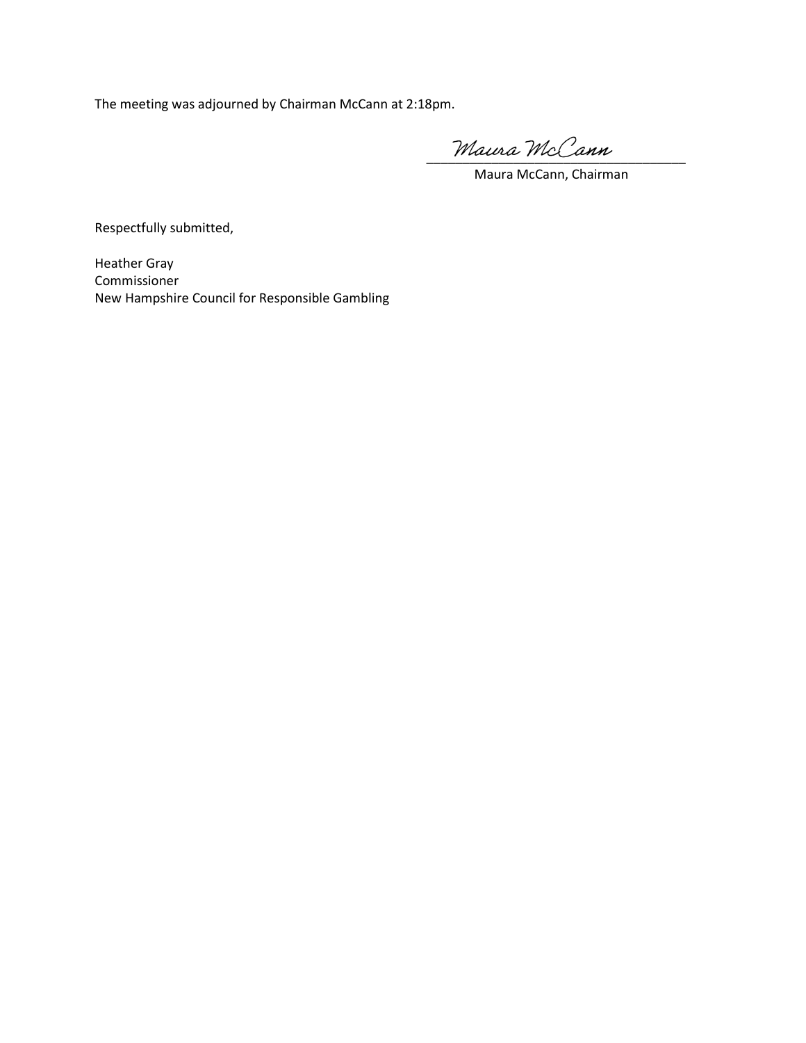The meeting was adjourned by Chairman McCann at 2:18pm.

Maura McCann

Maura McCann, Chairman

Respectfully submitted,

Heather Gray
Commissioner
New Hampshire Council for Responsible Gambling